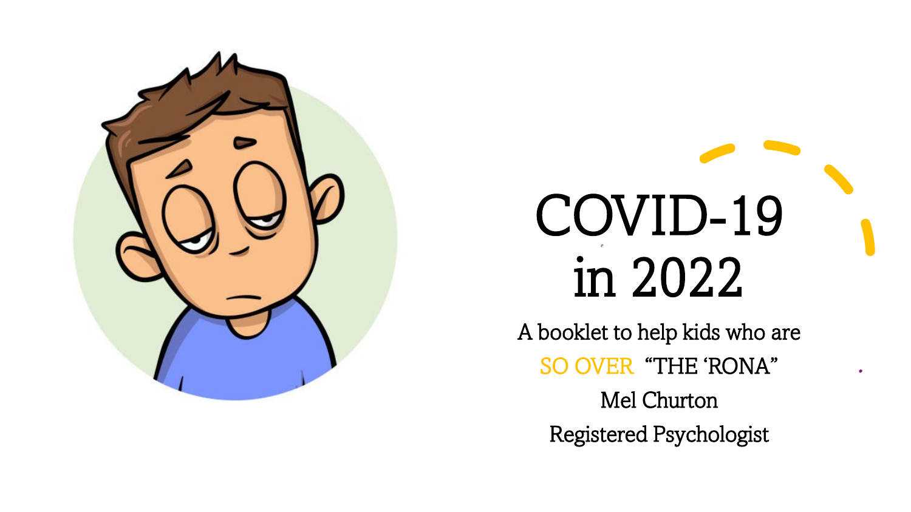# COVID-19 in 2022

A booklet to help kids who are

SO OVER "THE 'RONA"

Mel Churton

Registered Psychologist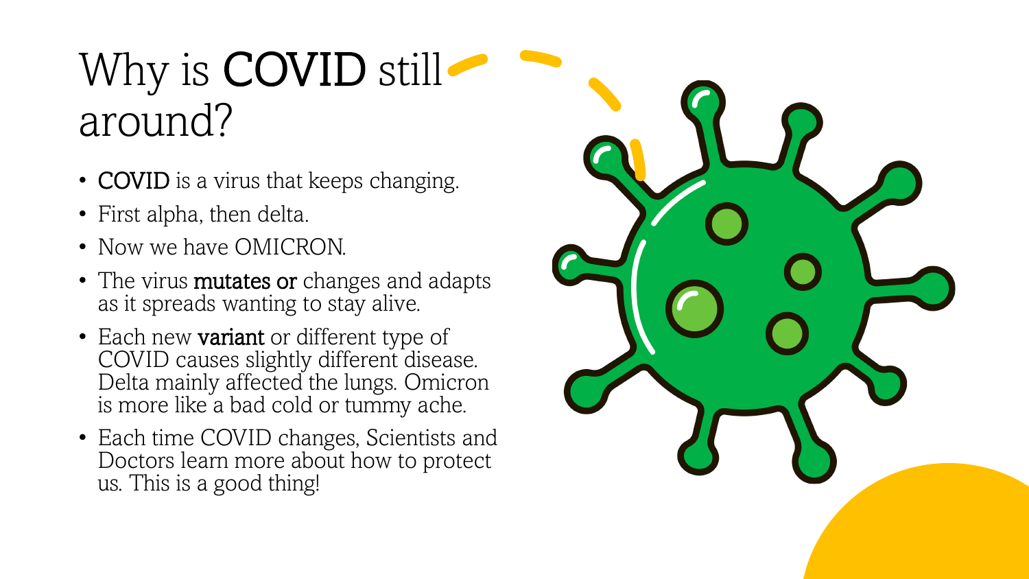# Why is **COVID** still around?

- **COVID** is a virus that keeps changing.
- First alpha, then delta.
- Now we have OMICRON.
- The virus **mutates or** changes and adapts as it spreads wanting to stay alive.
- Each new **variant** or different type of COVID causes slightly different disease. Delta mainly affected the lungs. Omicron is more like a bad cold or tummy ache.
- Each time COVID changes, Scientists and Doctors learn more about how to protect us. This is a good thing!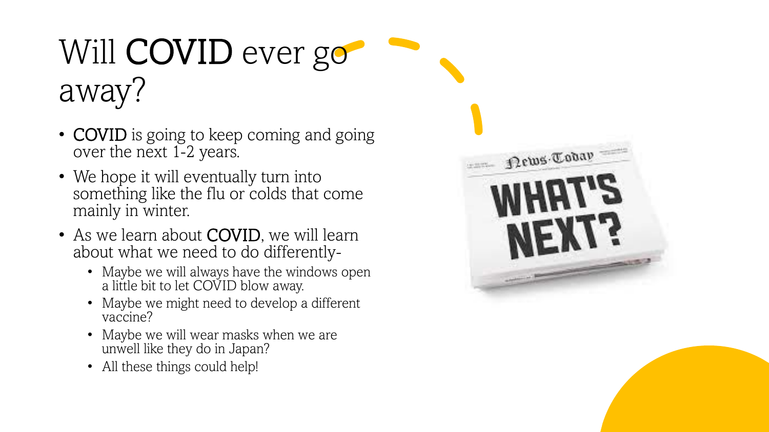# Will COVID ever go away?

- COVID is going to keep coming and going over the next 1-2 years.
- We hope it will eventually turn into something like the flu or colds that come mainly in winter.
- As we learn about COVID, we will learn about what we need to do differently-
  - Maybe we will always have the windows open a little bit to let COVID blow away.
  - Maybe we might need to develop a different vaccine?
  - Maybe we will wear masks when we are unwell like they do in Japan?
  - All these things could help!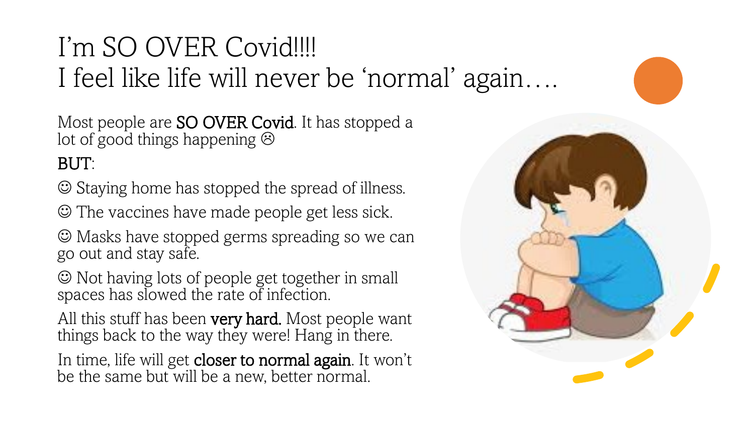# I'm SO OVER Covid!!!! I feel like life will never be 'normal' again….

Most people are **SO OVER Covid**. It has stopped a lot of good things happening ☹

**BUT**:

☺ Staying home has stopped the spread of illness.

☺ The vaccines have made people get less sick.

☺ Masks have stopped germs spreading so we can go out and stay safe.

☺ Not having lots of people get together in small spaces has slowed the rate of infection.

All this stuff has been **very hard.** Most people want things back to the way they were! Hang in there.

In time, life will get **closer to normal again**. It won't be the same but will be a new, better normal.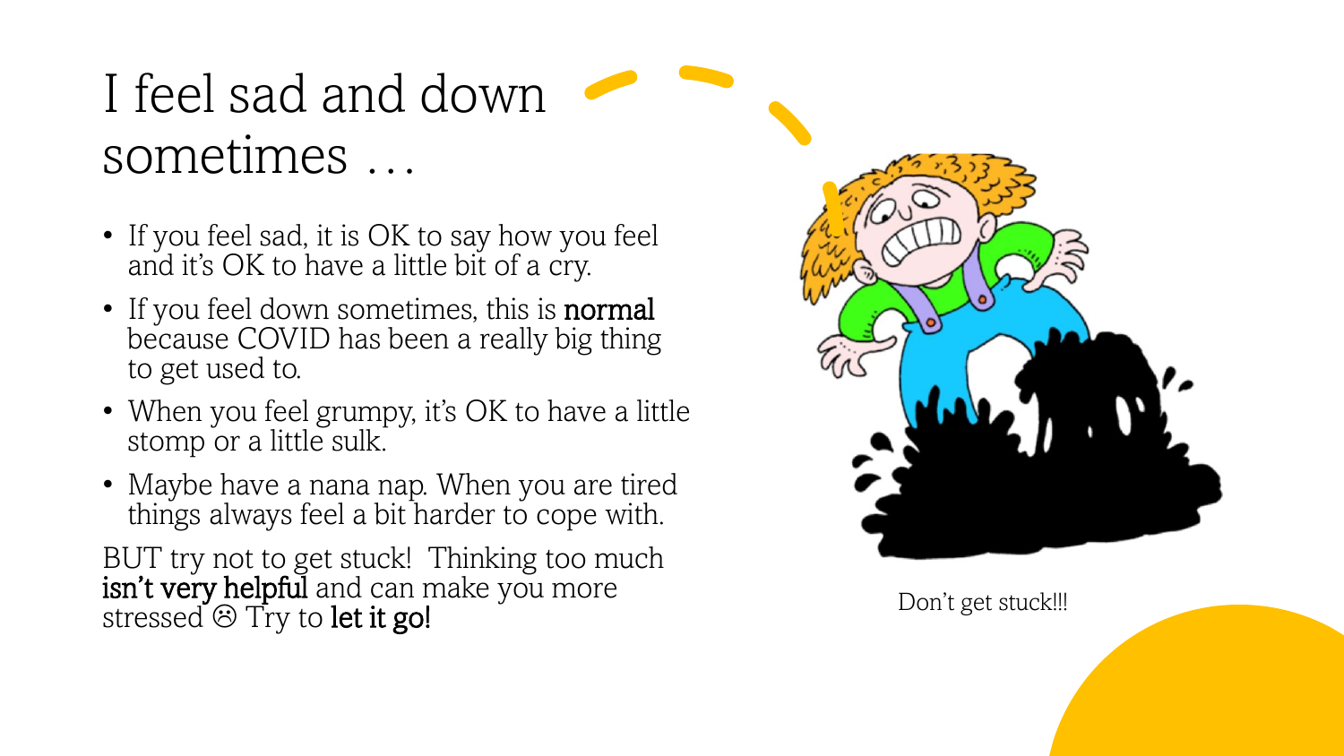# I feel sad and down sometimes …

- If you feel sad, it is OK to say how you feel and it's OK to have a little bit of a cry.
- If you feel down sometimes, this is **normal** because COVID has been a really big thing to get used to.
- When you feel grumpy, it's OK to have a little stomp or a little sulk.
- Maybe have a nana nap. When you are tired things always feel a bit harder to cope with.

BUT try not to get stuck! Thinking too much **isn't very helpful** and can make you more stressed ☹ Try to **let it go!**

Don't get stuck!!!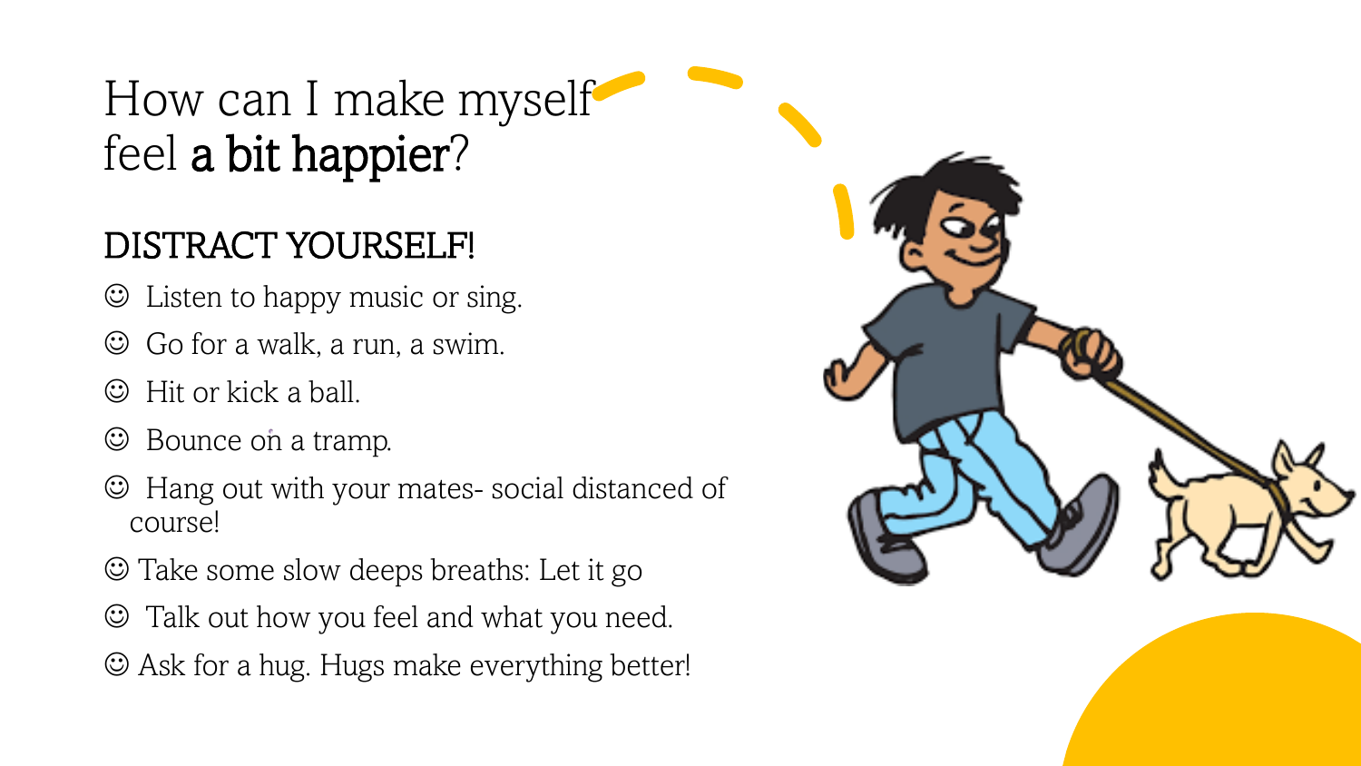# How can I make myself feel **a bit happier**?

## DISTRACT YOURSELF!

- ☺ Listen to happy music or sing.
- ☺ Go for a walk, a run, a swim.
- ☺ Hit or kick a ball.
- ☺ Bounce on a tramp.
- ☺ Hang out with your mates- social distanced of course!
- ☺ Take some slow deeps breaths: Let it go
- ☺ Talk out how you feel and what you need.
- ☺ Ask for a hug. Hugs make everything better!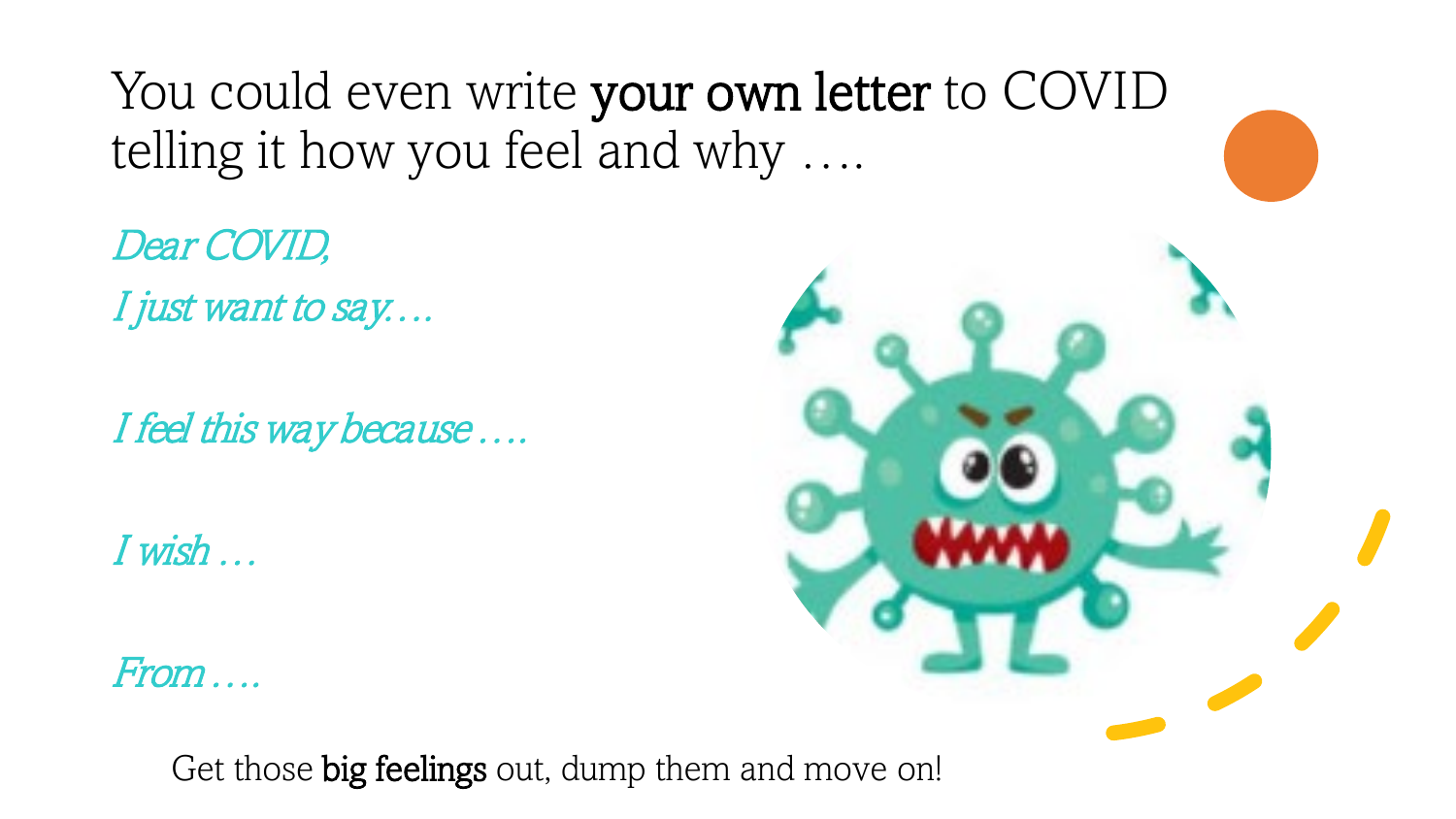You could even write **your own letter** to COVID telling it how you feel and why ….

*Dear COVID,*

*I just want to say….*

*I feel this way because ….*

*I wish …*

*From ….*

Get those **big feelings** out, dump them and move on!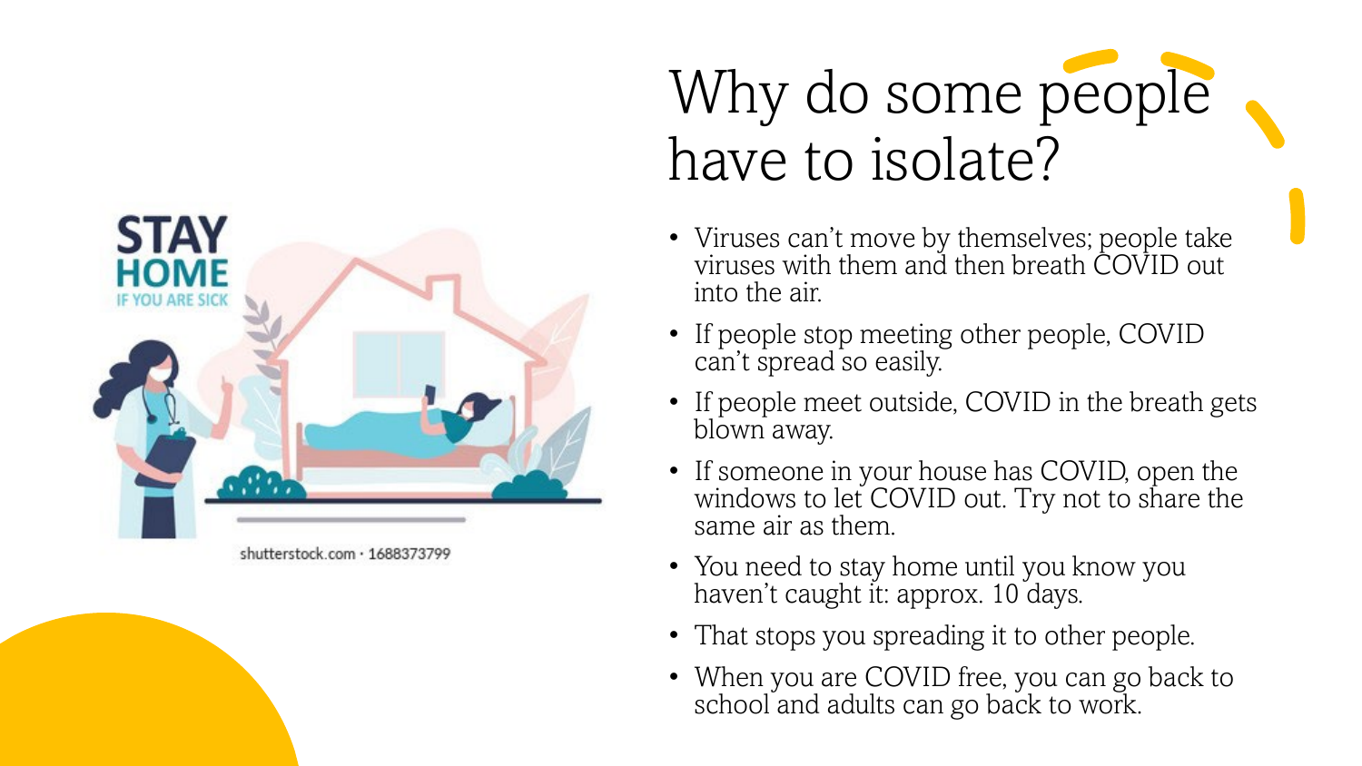# Why do some people have to isolate?

- Viruses can't move by themselves; people take viruses with them and then breath COVID out into the air.
- If people stop meeting other people, COVID can't spread so easily.
- If people meet outside, COVID in the breath gets blown away.
- If someone in your house has COVID, open the windows to let COVID out. Try not to share the same air as them.
- You need to stay home until you know you haven't caught it: approx. 10 days.
- That stops you spreading it to other people.
- When you are COVID free, you can go back to school and adults can go back to work.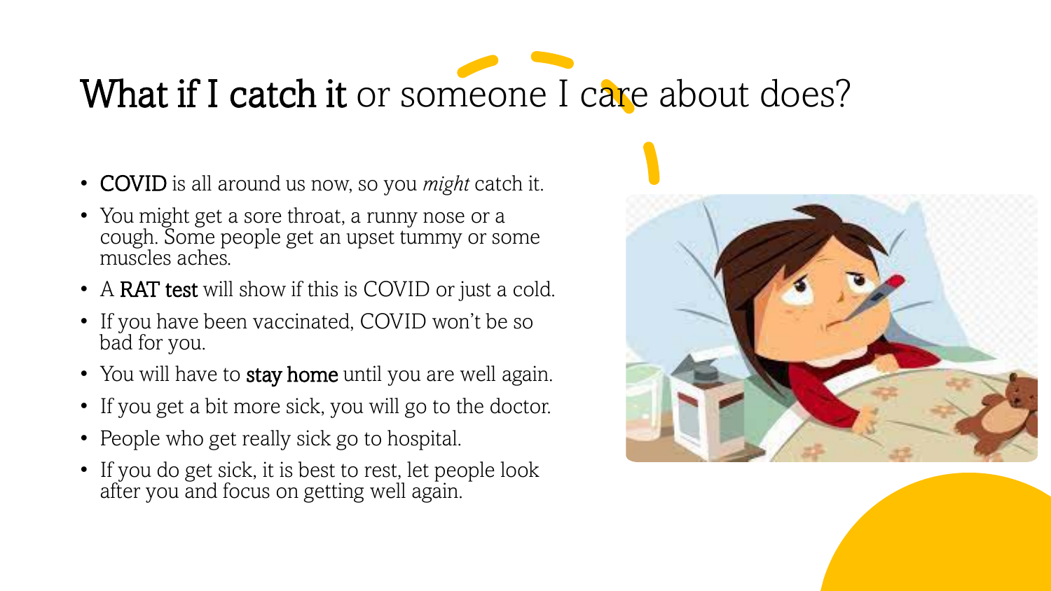# **What if I catch it** or someone I care about does?

- **COVID** is all around us now, so you *might* catch it.
- You might get a sore throat, a runny nose or a cough. Some people get an upset tummy or some muscles aches.
- A **RAT test** will show if this is COVID or just a cold.
- If you have been vaccinated, COVID won't be so bad for you.
- You will have to **stay home** until you are well again.
- If you get a bit more sick, you will go to the doctor.
- People who get really sick go to hospital.
- If you do get sick, it is best to rest, let people look after you and focus on getting well again.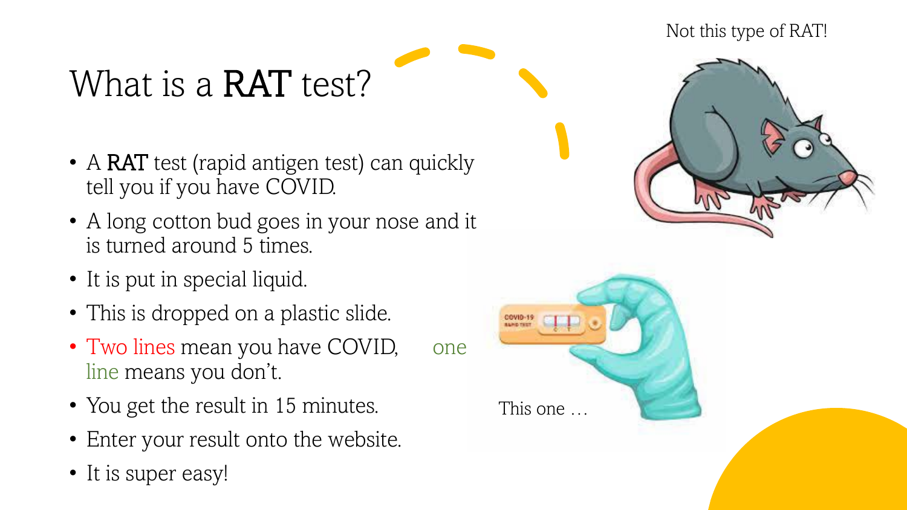# What is a **RAT** test?

Not this type of RAT!

- A **RAT** test (rapid antigen test) can quickly tell you if you have COVID.
- A long cotton bud goes in your nose and it is turned around 5 times.
- It is put in special liquid.
- This is dropped on a plastic slide.
- Two lines mean you have COVID, one line means you don't.
- You get the result in 15 minutes.
- Enter your result onto the website.
- It is super easy!

This one …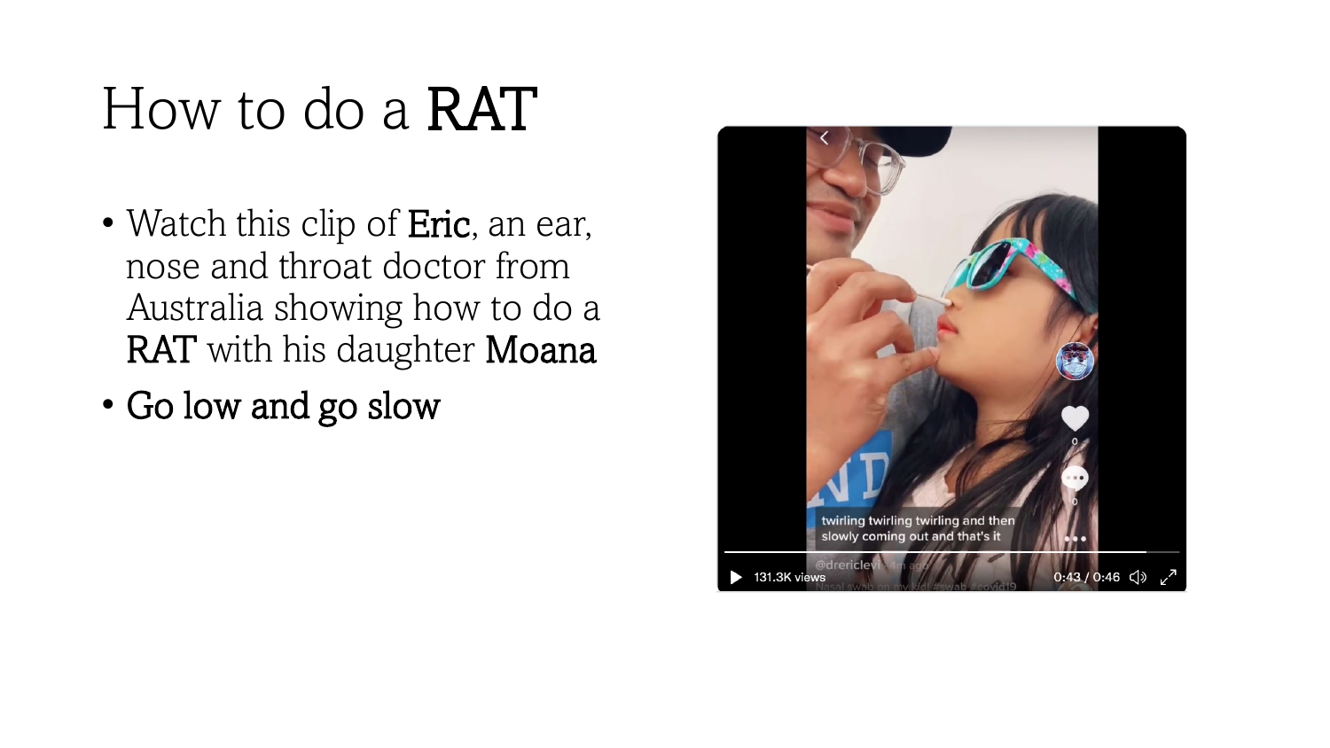# How to do a RAT

- Watch this clip of Eric, an ear, nose and throat doctor from Australia showing how to do a RAT with his daughter Moana
- Go low and go slow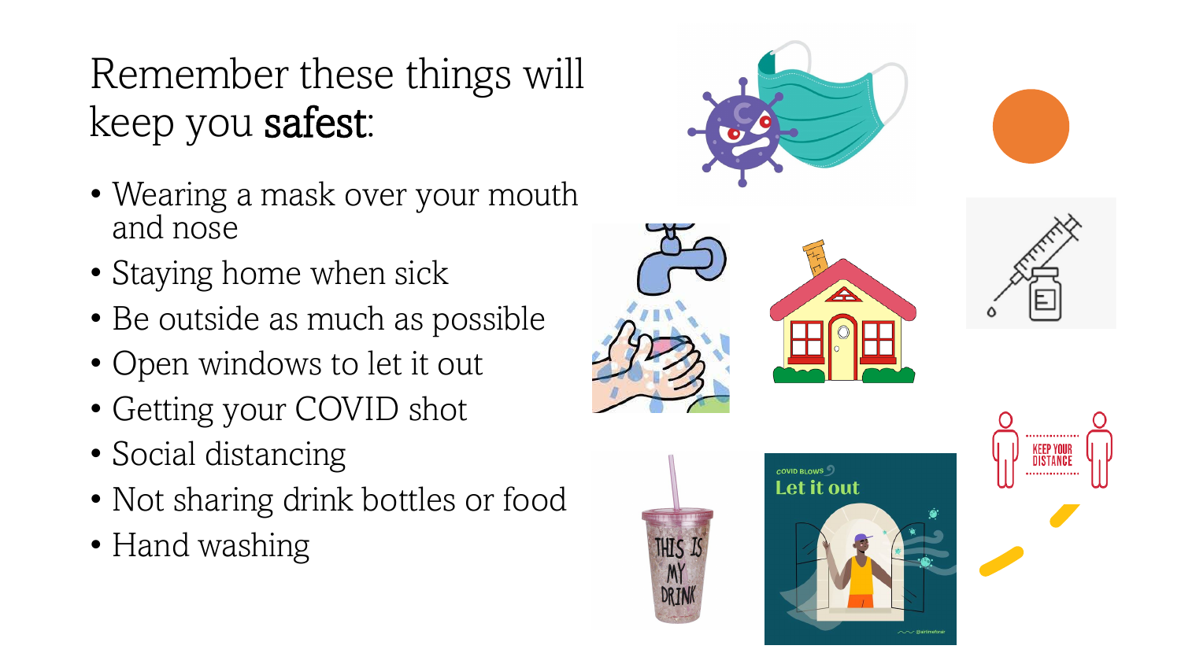# Remember these things will keep you **safest**:

- Wearing a mask over your mouth and nose
- Staying home when sick
- Be outside as much as possible
- Open windows to let it out
- Getting your COVID shot
- Social distancing
- Not sharing drink bottles or food
- Hand washing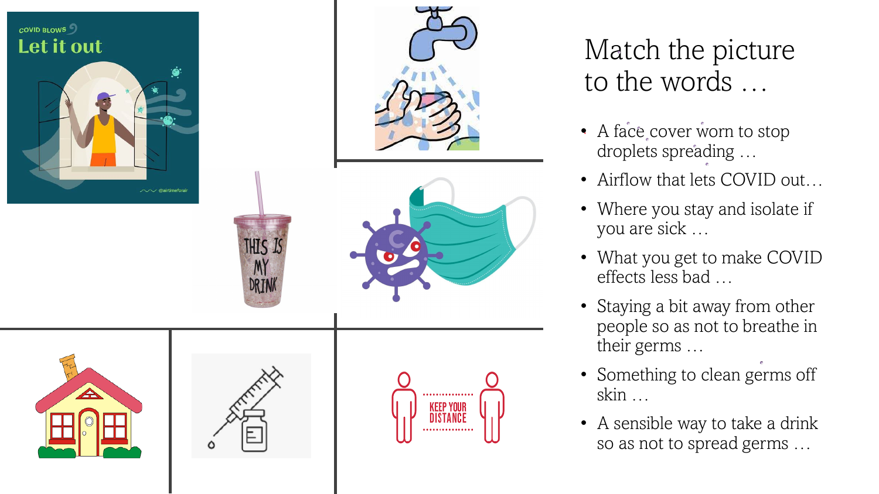# Match the picture to the words …

- A face cover worn to stop droplets spreading …
- Airflow that lets COVID out…
- Where you stay and isolate if you are sick …
- What you get to make COVID effects less bad …
- Staying a bit away from other people so as not to breathe in their germs …
- Something to clean germs off skin …
- A sensible way to take a drink so as not to spread germs …